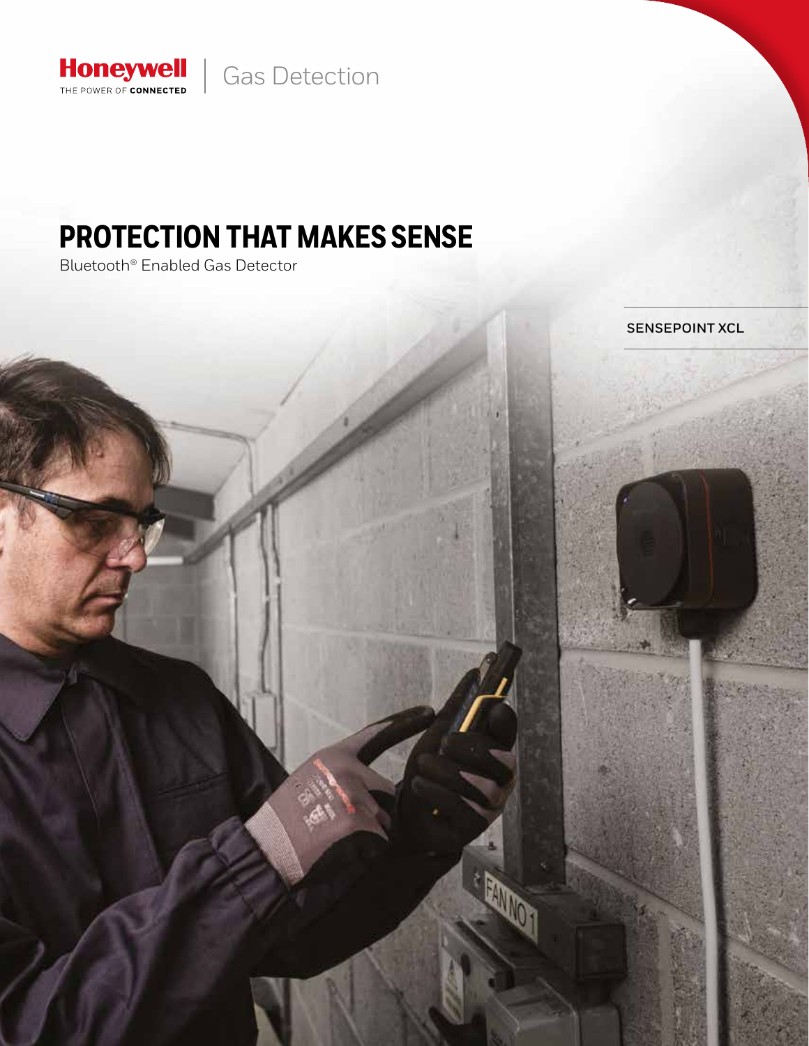Honeywell
THE POWER OF CONNECTED

Gas Detection

# PROTECTION THAT MAKES SENSE

Bluetooth® Enabled Gas Detector

SENSEPOINT XCL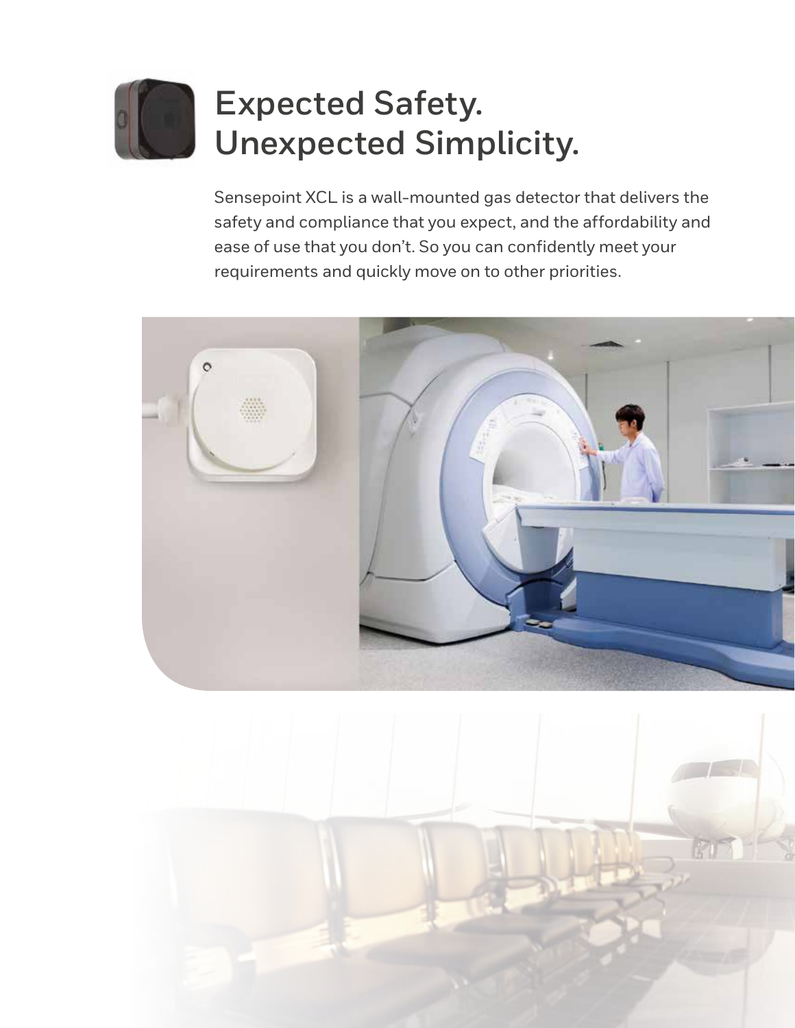# Expected Safety. Unexpected Simplicity.

Sensepoint XCL is a wall-mounted gas detector that delivers the safety and compliance that you expect, and the affordability and ease of use that you don't. So you can confidently meet your requirements and quickly move on to other priorities.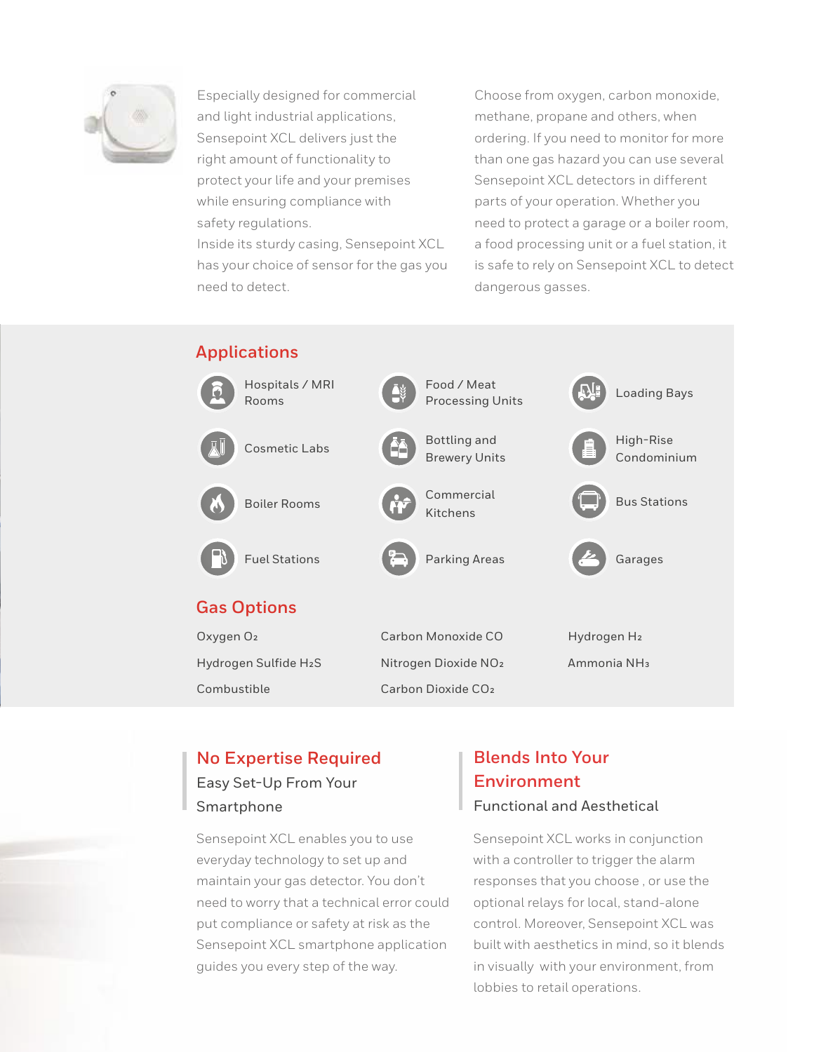Especially designed for commercial and light industrial applications, Sensepoint XCL delivers just the right amount of functionality to protect your life and your premises while ensuring compliance with safety regulations.
Inside its sturdy casing, Sensepoint XCL has your choice of sensor for the gas you need to detect.

Choose from oxygen, carbon monoxide, methane, propane and others, when ordering. If you need to monitor for more than one gas hazard you can use several Sensepoint XCL detectors in different parts of your operation. Whether you need to protect a garage or a boiler room, a food processing unit or a fuel station, it is safe to rely on Sensepoint XCL to detect dangerous gasses.

## Applications

- Hospitals / MRI Rooms
- Cosmetic Labs
- Boiler Rooms
- Fuel Stations
- Food / Meat Processing Units
- Bottling and Brewery Units
- Commercial Kitchens
- Parking Areas
- Loading Bays
- High-Rise Condominium
- Bus Stations
- Garages

## Gas Options

- Oxygen $O_2$
- Hydrogen Sulfide $H_2S$
- Combustible
- Carbon Monoxide CO
- Nitrogen Dioxide $NO_2$
- Carbon Dioxide $CO_2$
- Hydrogen $H_2$
- Ammonia $NH_3$

## No Expertise Required

### Easy Set-Up From Your Smartphone

Sensepoint XCL enables you to use everyday technology to set up and maintain your gas detector. You don't need to worry that a technical error could put compliance or safety at risk as the Sensepoint XCL smartphone application guides you every step of the way.

## Blends Into Your Environment

### Functional and Aesthetical

Sensepoint XCL works in conjunction with a controller to trigger the alarm responses that you choose , or use the optional relays for local, stand-alone control. Moreover, Sensepoint XCL was built with aesthetics in mind, so it blends in visually with your environment, from lobbies to retail operations.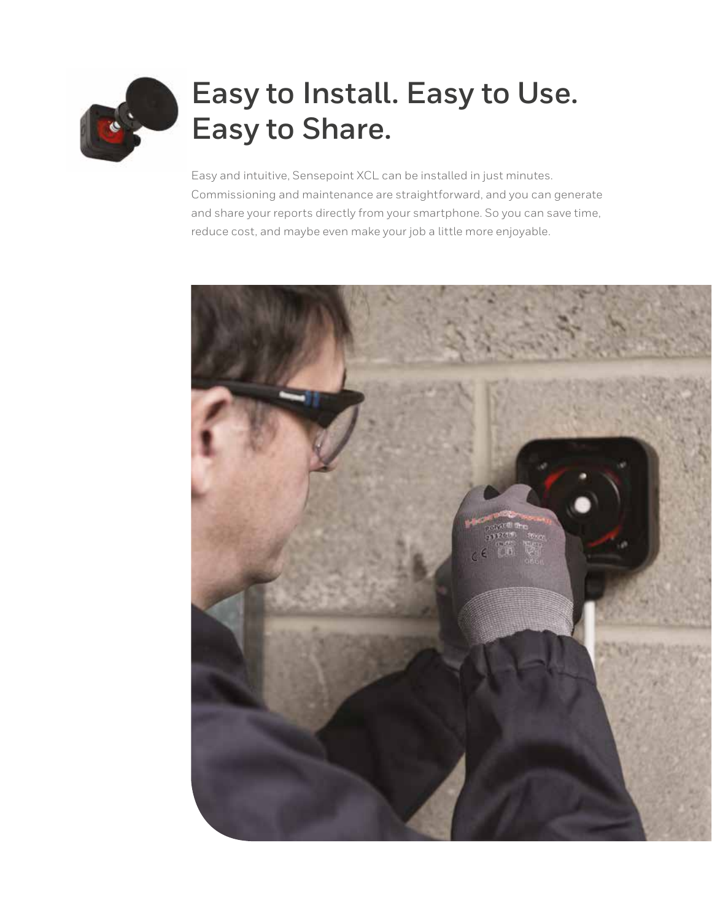# Easy to Install. Easy to Use. Easy to Share.

Easy and intuitive, Sensepoint XCL can be installed in just minutes. Commissioning and maintenance are straightforward, and you can generate and share your reports directly from your smartphone. So you can save time, reduce cost, and maybe even make your job a little more enjoyable.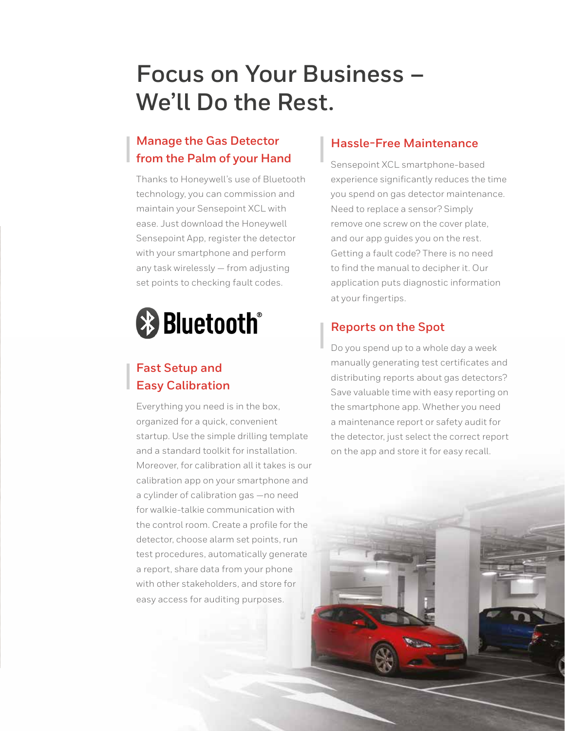# Focus on Your Business – We'll Do the Rest.

## Manage the Gas Detector from the Palm of your Hand

Thanks to Honeywell's use of Bluetooth technology, you can commission and maintain your Sensepoint XCL with ease. Just download the Honeywell Sensepoint App, register the detector with your smartphone and perform any task wirelessly — from adjusting set points to checking fault codes.

Bluetooth®

## Fast Setup and Easy Calibration

Everything you need is in the box, organized for a quick, convenient startup. Use the simple drilling template and a standard toolkit for installation. Moreover, for calibration all it takes is our calibration app on your smartphone and a cylinder of calibration gas —no need for walkie-talkie communication with the control room. Create a profile for the detector, choose alarm set points, run test procedures, automatically generate a report, share data from your phone with other stakeholders, and store for easy access for auditing purposes.

## Hassle-Free Maintenance

Sensepoint XCL smartphone-based experience significantly reduces the time you spend on gas detector maintenance. Need to replace a sensor? Simply remove one screw on the cover plate, and our app guides you on the rest. Getting a fault code? There is no need to find the manual to decipher it. Our application puts diagnostic information at your fingertips.

## Reports on the Spot

Do you spend up to a whole day a week manually generating test certificates and distributing reports about gas detectors? Save valuable time with easy reporting on the smartphone app. Whether you need a maintenance report or safety audit for the detector, just select the correct report on the app and store it for easy recall.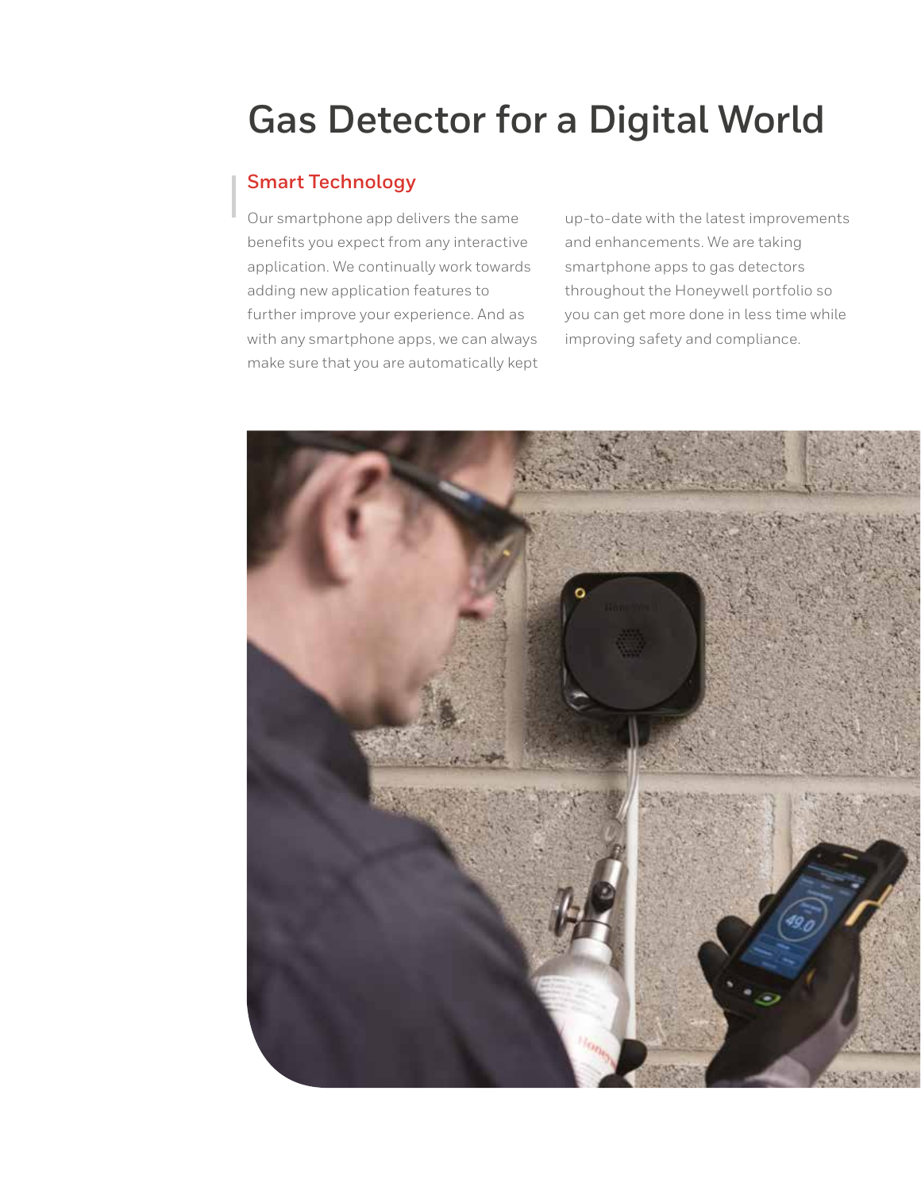# Gas Detector for a Digital World

## Smart Technology

Our smartphone app delivers the same benefits you expect from any interactive application. We continually work towards adding new application features to further improve your experience. And as with any smartphone apps, we can always make sure that you are automatically kept up-to-date with the latest improvements and enhancements. We are taking smartphone apps to gas detectors throughout the Honeywell portfolio so you can get more done in less time while improving safety and compliance.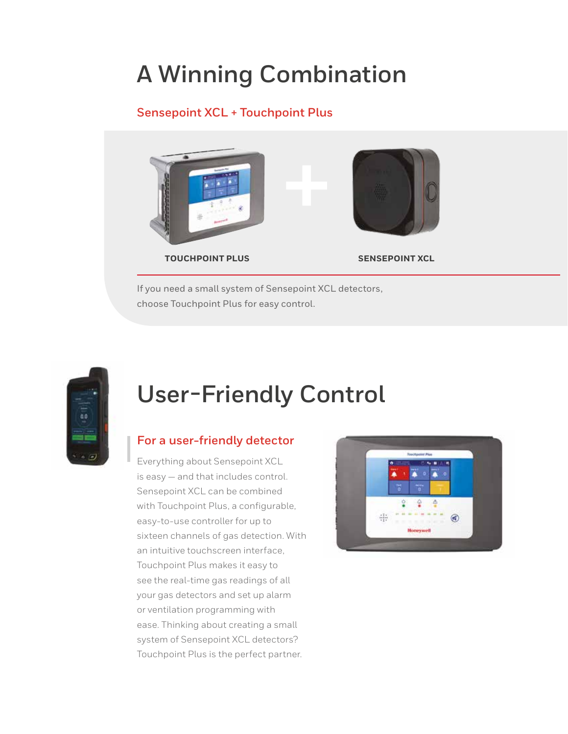# A Winning Combination

## Sensepoint XCL + Touchpoint Plus

**TOUCHPOINT PLUS**

**SENSEPOINT XCL**

If you need a small system of Sensepoint XCL detectors, choose Touchpoint Plus for easy control.

# User-Friendly Control

## For a user-friendly detector

Everything about Sensepoint XCL is easy — and that includes control. Sensepoint XCL can be combined with Touchpoint Plus, a configurable, easy-to-use controller for up to sixteen channels of gas detection. With an intuitive touchscreen interface, Touchpoint Plus makes it easy to see the real-time gas readings of all your gas detectors and set up alarm or ventilation programming with ease. Thinking about creating a small system of Sensepoint XCL detectors? Touchpoint Plus is the perfect partner.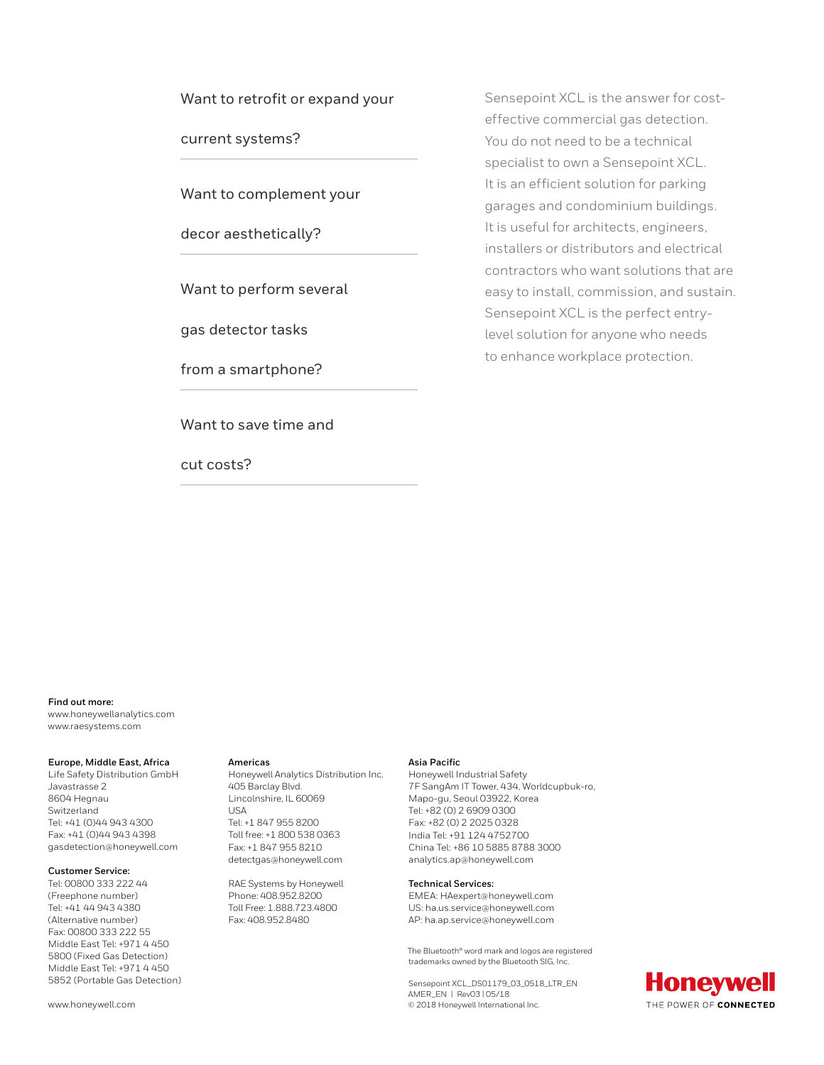Want to retrofit or expand your current systems?

Want to complement your decor aesthetically?

Want to perform several gas detector tasks from a smartphone?

Want to save time and cut costs?

Sensepoint XCL is the answer for cost-effective commercial gas detection. You do not need to be a technical specialist to own a Sensepoint XCL. It is an efficient solution for parking garages and condominium buildings. It is useful for architects, engineers, installers or distributors and electrical contractors who want solutions that are easy to install, commission, and sustain. Sensepoint XCL is the perfect entry-level solution for anyone who needs to enhance workplace protection.

**Find out more:**
www.honeywellanalytics.com
www.raesystems.com

**Europe, Middle East, Africa**
Life Safety Distribution GmbH
Javastrasse 2
8604 Hegnau
Switzerland
Tel: +41 (0)44 943 4300
Fax: +41 (0)44 943 4398
gasdetection@honeywell.com

**Customer Service:**
Tel: 00800 333 222 44
(Freephone number)
Tel: +41 44 943 4380
(Alternative number)
Fax: 00800 333 222 55
Middle East Tel: +971 4 450 5800 (Fixed Gas Detection)
Middle East Tel: +971 4 450 5852 (Portable Gas Detection)

www.honeywell.com

**Americas**
Honeywell Analytics Distribution Inc.
405 Barclay Blvd.
Lincolnshire, IL 60069
USA
Tel: +1 847 955 8200
Toll free: +1 800 538 0363
Fax: +1 847 955 8210
detectgas@honeywell.com

RAE Systems by Honeywell
Phone: 408.952.8200
Toll Free: 1.888.723.4800
Fax: 408.952.8480

**Asia Pacific**
Honeywell Industrial Safety
7F SangAm IT Tower, 434, Worldcupbuk-ro,
Mapo-gu, Seoul 03922, Korea
Tel: +82 (0) 2 6909 0300
Fax: +82 (0) 2 2025 0328
India Tel: +91 124 4752700
China Tel: +86 10 5885 8788 3000
analytics.ap@honeywell.com

**Technical Services:**
EMEA: HAexpert@honeywell.com
US: ha.us.service@honeywell.com
AP: ha.ap.service@honeywell.com

The Bluetooth® word mark and logos are registered trademarks owned by the Bluetooth SIG, Inc.

Sensepoint XCL_DS01179_03_0518_LTR_EN
AMER_EN | Rev03 | 05/18
© 2018 Honeywell International Inc.

Honeywell
THE POWER OF CONNECTED